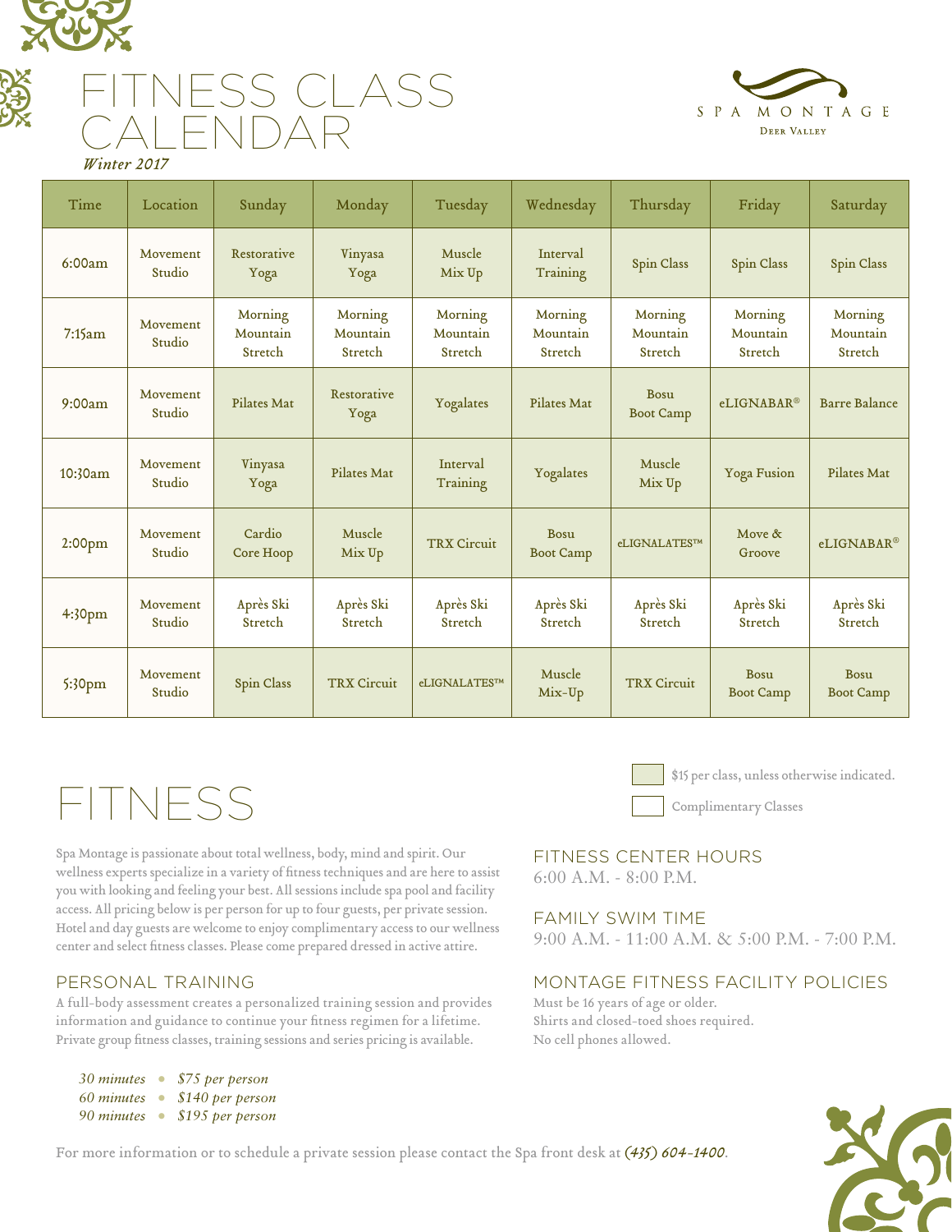# FITNESS CLASS CALENDAR

*Winter 2017*

SPA MONTAGE
DEER VALLEY

| Time | Location | Sunday | Monday | Tuesday | Wednesday | Thursday | Friday | Saturday |
|---|---|---|---|---|---|---|---|---|
| 6:00am | Movement Studio | Restorative Yoga | Vinyasa Yoga | Muscle Mix Up | Interval Training | Spin Class | Spin Class | Spin Class |
| 7:15am | Movement Studio | Morning Mountain Stretch | Morning Mountain Stretch | Morning Mountain Stretch | Morning Mountain Stretch | Morning Mountain Stretch | Morning Mountain Stretch | Morning Mountain Stretch |
| 9:00am | Movement Studio | Pilates Mat | Restorative Yoga | Yogalates | Pilates Mat | Bosu Boot Camp | eLIGNABAR® | Barre Balance |
| 10:30am | Movement Studio | Vinyasa Yoga | Pilates Mat | Interval Training | Yogalates | Muscle Mix Up | Yoga Fusion | Pilates Mat |
| 2:00pm | Movement Studio | Cardio Core Hoop | Muscle Mix Up | TRX Circuit | Bosu Boot Camp | eLIGNALATES™ | Move & Groove | eLIGNABAR® |
| 4:30pm | Movement Studio | Après Ski Stretch | Après Ski Stretch | Après Ski Stretch | Après Ski Stretch | Après Ski Stretch | Après Ski Stretch | Après Ski Stretch |
| 5:30pm | Movement Studio | Spin Class | TRX Circuit | eLIGNALATES™ | Muscle Mix-Up | TRX Circuit | Bosu Boot Camp | Bosu Boot Camp |

Shaded: $15 per class, unless otherwise indicated.
Unshaded: Complimentary Classes

# FITNESS

Spa Montage is passionate about total wellness, body, mind and spirit. Our wellness experts specialize in a variety of fitness techniques and are here to assist you with looking and feeling your best. All sessions include spa pool and facility access. All pricing below is per person for up to four guests, per private session. Hotel and day guests are welcome to enjoy complimentary access to our wellness center and select fitness classes. Please come prepared dressed in active attire.

## PERSONAL TRAINING

A full-body assessment creates a personalized training session and provides information and guidance to continue your fitness regimen for a lifetime. Private group fitness classes, training sessions and series pricing is available.

*30 minutes • $75 per person*
*60 minutes • $140 per person*
*90 minutes • $195 per person*

## FITNESS CENTER HOURS

6:00 A.M. - 8:00 P.M.

## FAMILY SWIM TIME

9:00 A.M. - 11:00 A.M. & 5:00 P.M. - 7:00 P.M.

## MONTAGE FITNESS FACILITY POLICIES

Must be 16 years of age or older.
Shirts and closed-toed shoes required.
No cell phones allowed.

For more information or to schedule a private session please contact the Spa front desk at *(435) 604-1400*.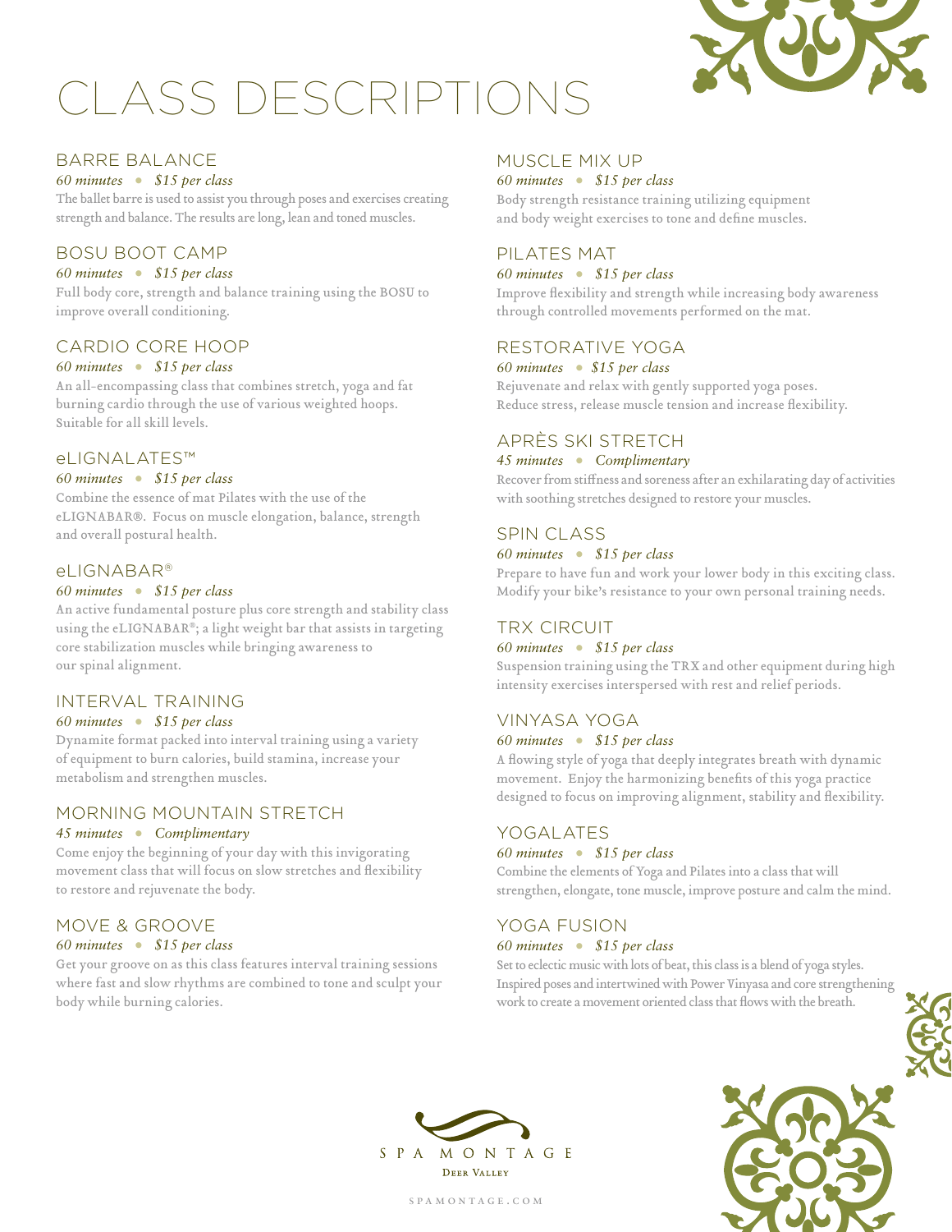# CLASS DESCRIPTIONS

## BARRE BALANCE

*60 minutes • $15 per class*

The ballet barre is used to assist you through poses and exercises creating strength and balance. The results are long, lean and toned muscles.

## BOSU BOOT CAMP

*60 minutes • $15 per class*

Full body core, strength and balance training using the BOSU to improve overall conditioning.

## CARDIO CORE HOOP

*60 minutes • $15 per class*

An all-encompassing class that combines stretch, yoga and fat burning cardio through the use of various weighted hoops. Suitable for all skill levels.

## eLIGNALATES™

*60 minutes • $15 per class*

Combine the essence of mat Pilates with the use of the eLIGNABAR®. Focus on muscle elongation, balance, strength and overall postural health.

## eLIGNABAR®

*60 minutes • $15 per class*

An active fundamental posture plus core strength and stability class using the eLIGNABAR®; a light weight bar that assists in targeting core stabilization muscles while bringing awareness to our spinal alignment.

## INTERVAL TRAINING

*60 minutes • $15 per class*

Dynamite format packed into interval training using a variety of equipment to burn calories, build stamina, increase your metabolism and strengthen muscles.

## MORNING MOUNTAIN STRETCH

*45 minutes • Complimentary*

Come enjoy the beginning of your day with this invigorating movement class that will focus on slow stretches and flexibility to restore and rejuvenate the body.

## MOVE & GROOVE

*60 minutes • $15 per class*

Get your groove on as this class features interval training sessions where fast and slow rhythms are combined to tone and sculpt your body while burning calories.

## MUSCLE MIX UP

*60 minutes • $15 per class*

Body strength resistance training utilizing equipment and body weight exercises to tone and define muscles.

## PILATES MAT

*60 minutes • $15 per class*

Improve flexibility and strength while increasing body awareness through controlled movements performed on the mat.

## RESTORATIVE YOGA

*60 minutes • $15 per class*

Rejuvenate and relax with gently supported yoga poses. Reduce stress, release muscle tension and increase flexibility.

## APRÈS SKI STRETCH

*45 minutes • Complimentary*

Recover from stiffness and soreness after an exhilarating day of activities with soothing stretches designed to restore your muscles.

## SPIN CLASS

*60 minutes • $15 per class*

Prepare to have fun and work your lower body in this exciting class. Modify your bike's resistance to your own personal training needs.

## TRX CIRCUIT

*60 minutes • $15 per class*

Suspension training using the TRX and other equipment during high intensity exercises interspersed with rest and relief periods.

## VINYASA YOGA

*60 minutes • $15 per class*

A flowing style of yoga that deeply integrates breath with dynamic movement. Enjoy the harmonizing benefits of this yoga practice designed to focus on improving alignment, stability and flexibility.

## YOGALATES

*60 minutes • $15 per class*

Combine the elements of Yoga and Pilates into a class that will strengthen, elongate, tone muscle, improve posture and calm the mind.

## YOGA FUSION

*60 minutes • $15 per class*

Set to eclectic music with lots of beat, this class is a blend of yoga styles. Inspired poses and intertwined with Power Vinyasa and core strengthening work to create a movement oriented class that flows with the breath.

SPA MONTAGE
Deer Valley

SPAMONTAGE.COM